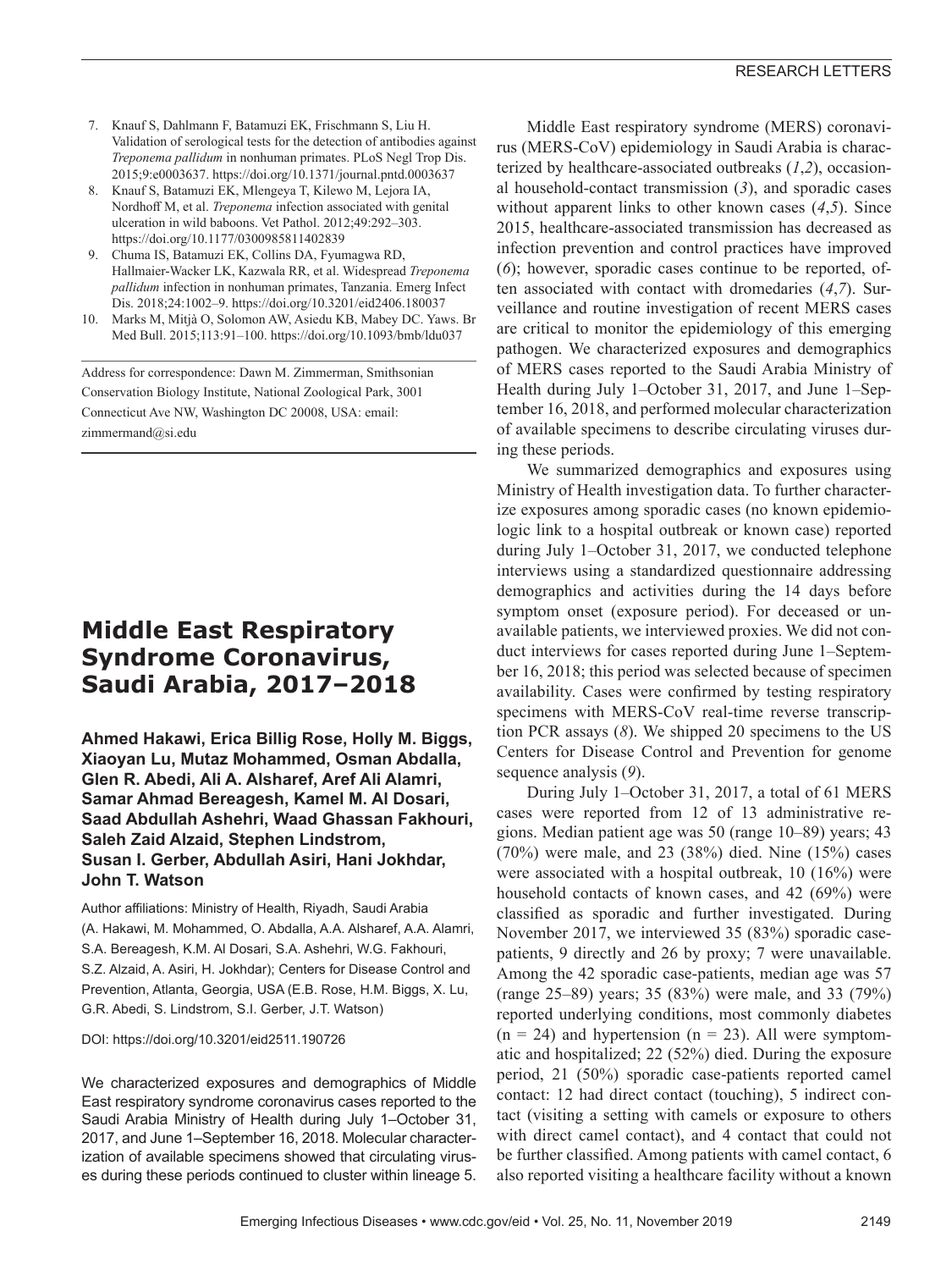7. Knauf S, Dahlmann F, Batamuzi EK, Frischmann S, Liu H. Validation of serological tests for the detection of antibodies against *Treponema pallidum* in nonhuman primates. PLoS Negl Trop Dis. 2015;9:e0003637. https://doi.org/10.1371/journal.pntd.0003637
8. Knauf S, Batamuzi EK, Mlengeya T, Kilewo M, Lejora IA, Nordhoff M, et al. *Treponema* infection associated with genital ulceration in wild baboons. Vet Pathol. 2012;49:292–303. https://doi.org/10.1177/0300985811402839
9. Chuma IS, Batamuzi EK, Collins DA, Fyumagwa RD, Hallmaier-Wacker LK, Kazwala RR, et al. Widespread *Treponema pallidum* infection in nonhuman primates, Tanzania. Emerg Infect Dis. 2018;24:1002–9. https://doi.org/10.3201/eid2406.180037
10. Marks M, Mitjà O, Solomon AW, Asiedu KB, Mabey DC. Yaws. Br Med Bull. 2015;113:91–100. https://doi.org/10.1093/bmb/ldu037

Address for correspondence: Dawn M. Zimmerman, Smithsonian Conservation Biology Institute, National Zoological Park, 3001 Connecticut Ave NW, Washington DC 20008, USA: email: zimmermand@si.edu

# Middle East Respiratory Syndrome Coronavirus, Saudi Arabia, 2017–2018

**Ahmed Hakawi, Erica Billig Rose, Holly M. Biggs, Xiaoyan Lu, Mutaz Mohammed, Osman Abdalla, Glen R. Abedi, Ali A. Alsharef, Aref Ali Alamri, Samar Ahmad Bereagesh, Kamel M. Al Dosari, Saad Abdullah Ashehri, Waad Ghassan Fakhouri, Saleh Zaid Alzaid, Stephen Lindstrom, Susan I. Gerber, Abdullah Asiri, Hani Jokhdar, John T. Watson**

Author affiliations: Ministry of Health, Riyadh, Saudi Arabia (A. Hakawi, M. Mohammed, O. Abdalla, A.A. Alsharef, A.A. Alamri, S.A. Bereagesh, K.M. Al Dosari, S.A. Ashehri, W.G. Fakhouri, S.Z. Alzaid, A. Asiri, H. Jokhdar); Centers for Disease Control and Prevention, Atlanta, Georgia, USA (E.B. Rose, H.M. Biggs, X. Lu, G.R. Abedi, S. Lindstrom, S.I. Gerber, J.T. Watson)

DOI: https://doi.org/10.3201/eid2511.190726

We characterized exposures and demographics of Middle East respiratory syndrome coronavirus cases reported to the Saudi Arabia Ministry of Health during July 1–October 31, 2017, and June 1–September 16, 2018. Molecular characterization of available specimens showed that circulating viruses during these periods continued to cluster within lineage 5.

Middle East respiratory syndrome (MERS) coronavirus (MERS-CoV) epidemiology in Saudi Arabia is characterized by healthcare-associated outbreaks (*1*,*2*), occasional household-contact transmission (*3*), and sporadic cases without apparent links to other known cases (*4*,*5*). Since 2015, healthcare-associated transmission has decreased as infection prevention and control practices have improved (*6*); however, sporadic cases continue to be reported, often associated with contact with dromedaries (*4*,*7*). Surveillance and routine investigation of recent MERS cases are critical to monitor the epidemiology of this emerging pathogen. We characterized exposures and demographics of MERS cases reported to the Saudi Arabia Ministry of Health during July 1–October 31, 2017, and June 1–September 16, 2018, and performed molecular characterization of available specimens to describe circulating viruses during these periods.

We summarized demographics and exposures using Ministry of Health investigation data. To further characterize exposures among sporadic cases (no known epidemiologic link to a hospital outbreak or known case) reported during July 1–October 31, 2017, we conducted telephone interviews using a standardized questionnaire addressing demographics and activities during the 14 days before symptom onset (exposure period). For deceased or unavailable patients, we interviewed proxies. We did not conduct interviews for cases reported during June 1–September 16, 2018; this period was selected because of specimen availability. Cases were confirmed by testing respiratory specimens with MERS-CoV real-time reverse transcription PCR assays (*8*). We shipped 20 specimens to the US Centers for Disease Control and Prevention for genome sequence analysis (*9*).

During July 1–October 31, 2017, a total of 61 MERS cases were reported from 12 of 13 administrative regions. Median patient age was 50 (range 10–89) years; 43 (70%) were male, and 23 (38%) died. Nine (15%) cases were associated with a hospital outbreak, 10 (16%) were household contacts of known cases, and 42 (69%) were classified as sporadic and further investigated. During November 2017, we interviewed 35 (83%) sporadic case-patients, 9 directly and 26 by proxy; 7 were unavailable. Among the 42 sporadic case-patients, median age was 57 (range 25–89) years; 35 (83%) were male, and 33 (79%) reported underlying conditions, most commonly diabetes (n = 24) and hypertension (n = 23). All were symptomatic and hospitalized; 22 (52%) died. During the exposure period, 21 (50%) sporadic case-patients reported camel contact: 12 had direct contact (touching), 5 indirect contact (visiting a setting with camels or exposure to others with direct camel contact), and 4 contact that could not be further classified. Among patients with camel contact, 6 also reported visiting a healthcare facility without a known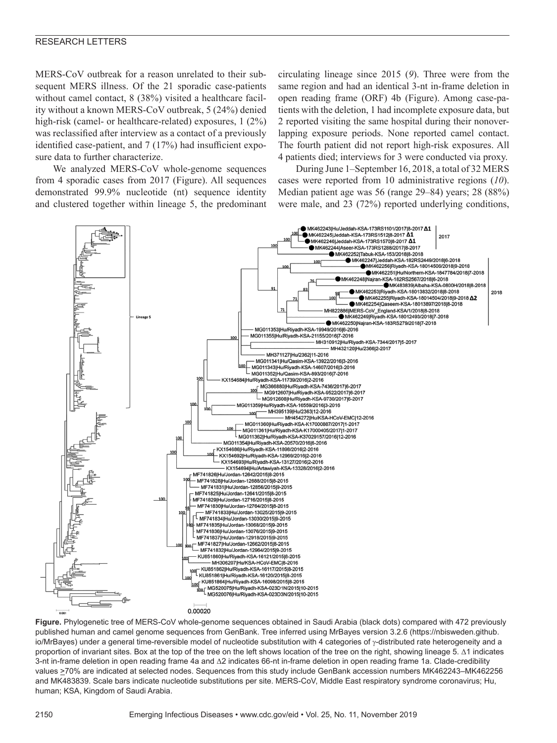MERS-CoV outbreak for a reason unrelated to their subsequent MERS illness. Of the 21 sporadic case-patients without camel contact, 8 (38%) visited a healthcare facility without a known MERS-CoV outbreak, 5 (24%) denied high-risk (camel- or healthcare-related) exposures, 1 (2%) was reclassified after interview as a contact of a previously identified case-patient, and 7 (17%) had insufficient exposure data to further characterize.

We analyzed MERS-CoV whole-genome sequences from 4 sporadic cases from 2017 (Figure). All sequences demonstrated 99.9% nucleotide (nt) sequence identity and clustered together within lineage 5, the predominant circulating lineage since 2015 (*9*). Three were from the same region and had an identical 3-nt in-frame deletion in open reading frame (ORF) 4b (Figure). Among case-patients with the deletion, 1 had incomplete exposure data, but 2 reported visiting the same hospital during their nonoverlapping exposure periods. None reported camel contact. The fourth patient did not report high-risk exposures. All 4 patients died; interviews for 3 were conducted via proxy.

During June 1–September 16, 2018, a total of 32 MERS cases were reported from 10 administrative regions (*10*). Median patient age was 56 (range 29–84) years; 28 (88%) were male, and 23 (72%) reported underlying conditions,

**Figure.** Phylogenetic tree of MERS-CoV whole-genome sequences obtained in Saudi Arabia (black dots) compared with 472 previously published human and camel genome sequences from GenBank. Tree inferred using MrBayes version 3.2.6 (https://nbisweden.github.io/MrBayes) under a general time-reversible model of nucleotide substitution with 4 categories of γ-distributed rate heterogeneity and a proportion of invariant sites. Box at the top of the tree on the left shows location of the tree on the right, showing lineage 5. Δ1 indicates 3-nt in-frame deletion in open reading frame 4a and Δ2 indicates 66-nt in-frame deletion in open reading frame 1a. Clade-credibility values ≥70% are indicated at selected nodes. Sequences from this study include GenBank accession numbers MK462243–MK462256 and MK483839. Scale bars indicate nucleotide substitutions per site. MERS-CoV, Middle East respiratory syndrome coronavirus; Hu, human; KSA, Kingdom of Saudi Arabia.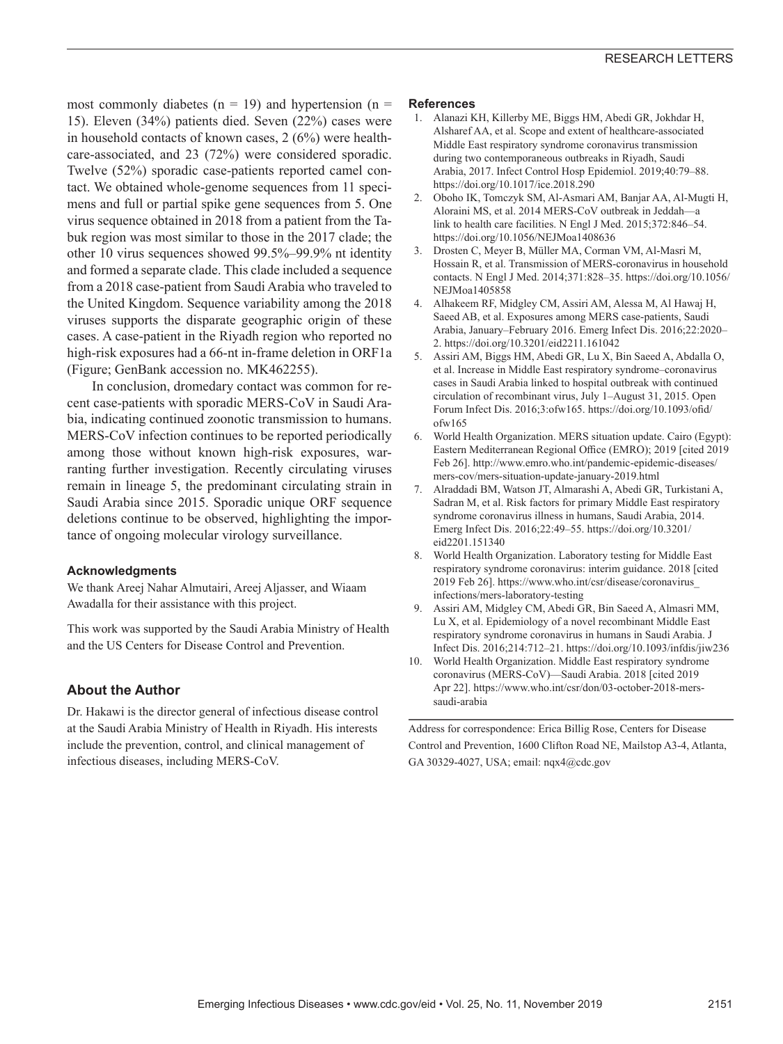most commonly diabetes (n = 19) and hypertension (n = 15). Eleven (34%) patients died. Seven (22%) cases were in household contacts of known cases, 2 (6%) were healthcare-associated, and 23 (72%) were considered sporadic. Twelve (52%) sporadic case-patients reported camel contact. We obtained whole-genome sequences from 11 specimens and full or partial spike gene sequences from 5. One virus sequence obtained in 2018 from a patient from the Tabuk region was most similar to those in the 2017 clade; the other 10 virus sequences showed 99.5%–99.9% nt identity and formed a separate clade. This clade included a sequence from a 2018 case-patient from Saudi Arabia who traveled to the United Kingdom. Sequence variability among the 2018 viruses supports the disparate geographic origin of these cases. A case-patient in the Riyadh region who reported no high-risk exposures had a 66-nt in-frame deletion in ORF1a (Figure; GenBank accession no. MK462255).

In conclusion, dromedary contact was common for recent case-patients with sporadic MERS-CoV in Saudi Arabia, indicating continued zoonotic transmission to humans. MERS-CoV infection continues to be reported periodically among those without known high-risk exposures, warranting further investigation. Recently circulating viruses remain in lineage 5, the predominant circulating strain in Saudi Arabia since 2015. Sporadic unique ORF sequence deletions continue to be observed, highlighting the importance of ongoing molecular virology surveillance.

### Acknowledgments

We thank Areej Nahar Almutairi, Areej Aljasser, and Wiaam Awadalla for their assistance with this project.

This work was supported by the Saudi Arabia Ministry of Health and the US Centers for Disease Control and Prevention.

## About the Author

Dr. Hakawi is the director general of infectious disease control at the Saudi Arabia Ministry of Health in Riyadh. His interests include the prevention, control, and clinical management of infectious diseases, including MERS-CoV.

### References

1. Alanazi KH, Killerby ME, Biggs HM, Abedi GR, Jokhdar H, Alsharef AA, et al. Scope and extent of healthcare-associated Middle East respiratory syndrome coronavirus transmission during two contemporaneous outbreaks in Riyadh, Saudi Arabia, 2017. Infect Control Hosp Epidemiol. 2019;40:79–88. https://doi.org/10.1017/ice.2018.290
2. Oboho IK, Tomczyk SM, Al-Asmari AM, Banjar AA, Al-Mugti H, Aloraini MS, et al. 2014 MERS-CoV outbreak in Jeddah—a link to health care facilities. N Engl J Med. 2015;372:846–54. https://doi.org/10.1056/NEJMoa1408636
3. Drosten C, Meyer B, Müller MA, Corman VM, Al-Masri M, Hossain R, et al. Transmission of MERS-coronavirus in household contacts. N Engl J Med. 2014;371:828–35. https://doi.org/10.1056/NEJMoa1405858
4. Alhakeem RF, Midgley CM, Assiri AM, Alessa M, Al Hawaj H, Saeed AB, et al. Exposures among MERS case-patients, Saudi Arabia, January–February 2016. Emerg Infect Dis. 2016;22:2020–2. https://doi.org/10.3201/eid2211.161042
5. Assiri AM, Biggs HM, Abedi GR, Lu X, Bin Saeed A, Abdalla O, et al. Increase in Middle East respiratory syndrome–coronavirus cases in Saudi Arabia linked to hospital outbreak with continued circulation of recombinant virus, July 1–August 31, 2015. Open Forum Infect Dis. 2016;3:ofw165. https://doi.org/10.1093/ofid/ofw165
6. World Health Organization. MERS situation update. Cairo (Egypt): Eastern Mediterranean Regional Office (EMRO); 2019 [cited 2019 Feb 26]. http://www.emro.who.int/pandemic-epidemic-diseases/mers-cov/mers-situation-update-january-2019.html
7. Alraddadi BM, Watson JT, Almarashi A, Abedi GR, Turkistani A, Sadran M, et al. Risk factors for primary Middle East respiratory syndrome coronavirus illness in humans, Saudi Arabia, 2014. Emerg Infect Dis. 2016;22:49–55. https://doi.org/10.3201/eid2201.151340
8. World Health Organization. Laboratory testing for Middle East respiratory syndrome coronavirus: interim guidance. 2018 [cited 2019 Feb 26]. https://www.who.int/csr/disease/coronavirus_infections/mers-laboratory-testing
9. Assiri AM, Midgley CM, Abedi GR, Bin Saeed A, Almasri MM, Lu X, et al. Epidemiology of a novel recombinant Middle East respiratory syndrome coronavirus in humans in Saudi Arabia. J Infect Dis. 2016;214:712–21. https://doi.org/10.1093/infdis/jiw236
10. World Health Organization. Middle East respiratory syndrome coronavirus (MERS-CoV)—Saudi Arabia. 2018 [cited 2019 Apr 22]. https://www.who.int/csr/don/03-october-2018-mers-saudi-arabia

Address for correspondence: Erica Billig Rose, Centers for Disease Control and Prevention, 1600 Clifton Road NE, Mailstop A3-4, Atlanta, GA 30329-4027, USA; email: nqx4@cdc.gov